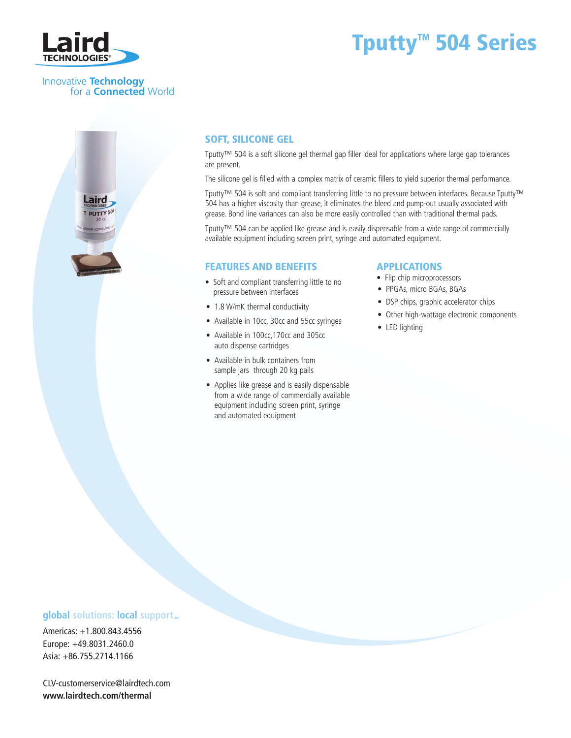Laird TECHNOLOGIES®

Innovative **Technology** for a **Connected** World

# Tputty™ 504 Series

## SOFT, SILICONE GEL

Tputty™ 504 is a soft silicone gel thermal gap filler ideal for applications where large gap tolerances are present.

The silicone gel is filled with a complex matrix of ceramic fillers to yield superior thermal performance.

Tputty™ 504 is soft and compliant transferring little to no pressure between interfaces. Because Tputty™ 504 has a higher viscosity than grease, it eliminates the bleed and pump-out usually associated with grease. Bond line variances can also be more easily controlled than with traditional thermal pads.

Tputty™ 504 can be applied like grease and is easily dispensable from a wide range of commercially available equipment including screen print, syringe and automated equipment.

## FEATURES AND BENEFITS

- Soft and compliant transferring little to no pressure between interfaces
- 1.8 W/mK thermal conductivity
- Available in 10cc, 30cc and 55cc syringes
- Available in 100cc, 170cc and 305cc auto dispense cartridges
- Available in bulk containers from sample jars through 20 kg pails
- Applies like grease and is easily dispensable from a wide range of commercially available equipment including screen print, syringe and automated equipment

## APPLICATIONS

- Flip chip microprocessors
- PPGAs, micro BGAs, BGAs
- DSP chips, graphic accelerator chips
- Other high-wattage electronic components
- LED lighting

**global** solutions: **local** support™

Americas: +1.800.843.4556
Europe: +49.8031.2460.0
Asia: +86.755.2714.1166

CLV-customerservice@lairdtech.com
**www.lairdtech.com/thermal**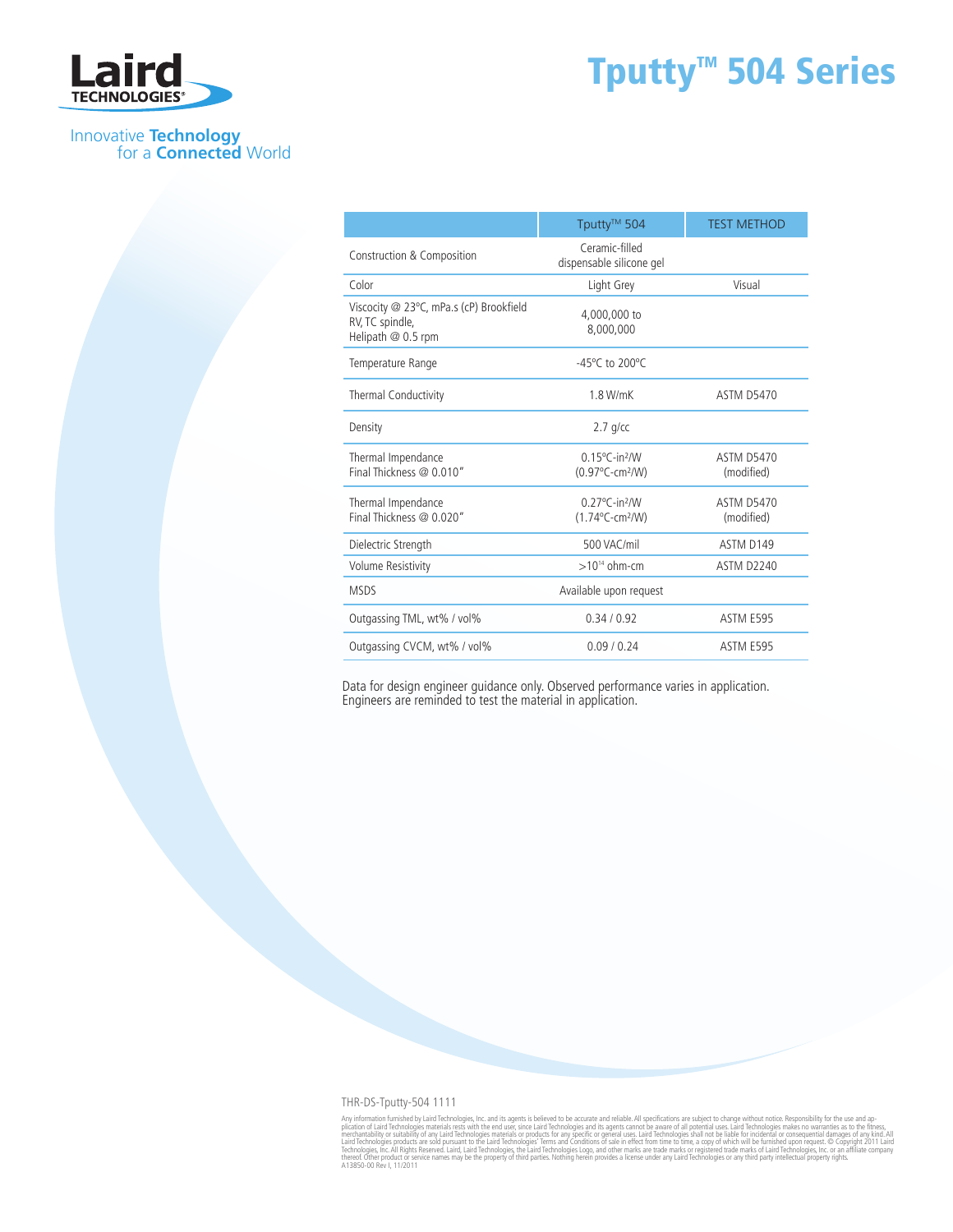# Tputty™ 504 Series

Innovative **Technology** for a **Connected** World

| | Tputty™ 504 | TEST METHOD |
|---|---|---|
| Construction & Composition | Ceramic-filled dispensable silicone gel | |
| Color | Light Grey | Visual |
| Viscocity @ 23°C, mPa.s (cP) Brookfield RV, TC spindle, Helipath @ 0.5 rpm | 4,000,000 to 8,000,000 | |
| Temperature Range | -45°C to 200°C | |
| Thermal Conductivity | 1.8 W/mK | ASTM D5470 |
| Density | 2.7 g/cc | |
| Thermal Impendance Final Thickness @ 0.010" | 0.15°C-in²/W (0.97°C-cm²/W) | ASTM D5470 (modified) |
| Thermal Impendance Final Thickness @ 0.020" | 0.27°C-in²/W (1.74°C-cm²/W) | ASTM D5470 (modified) |
| Dielectric Strength | 500 VAC/mil | ASTM D149 |
| Volume Resistivity | $>10^{14}$ ohm-cm | ASTM D2240 |
| MSDS | Available upon request | |
| Outgassing TML, wt% / vol% | 0.34 / 0.92 | ASTM E595 |
| Outgassing CVCM, wt% / vol% | 0.09 / 0.24 | ASTM E595 |

Data for design engineer guidance only. Observed performance varies in application. Engineers are reminded to test the material in application.

THR-DS-Tputty-504 1111

Any information furnished by Laird Technologies, Inc. and its agents is believed to be accurate and reliable. All specifications are subject to change without notice. Responsibility for the use and application of Laird Technologies materials rests with the end user, since Laird Technologies and its agents cannot be aware of all potential uses. Laird Technologies makes no warranties as to the fitness, merchantability or suitability of any Laird Technologies materials or products for any specific or general uses. Laird Technologies shall not be liable for incidental or consequential damages of any kind. All Laird Technologies products are sold pursuant to the Laird Technologies' Terms and Conditions of sale in effect from time to time, a copy of which will be furnished upon request. © Copyright 2011 Laird Technologies, Inc. All Rights Reserved. Laird, Laird Technologies, the Laird Technologies Logo, and other marks are trade marks or registered trade marks of Laird Technologies, Inc. or an affiliate company thereof. Other product or service names may be the property of third parties. Nothing herein provides a license under any Laird Technologies or any third party intellectual property rights.
A13850-00 Rev I, 11/2011